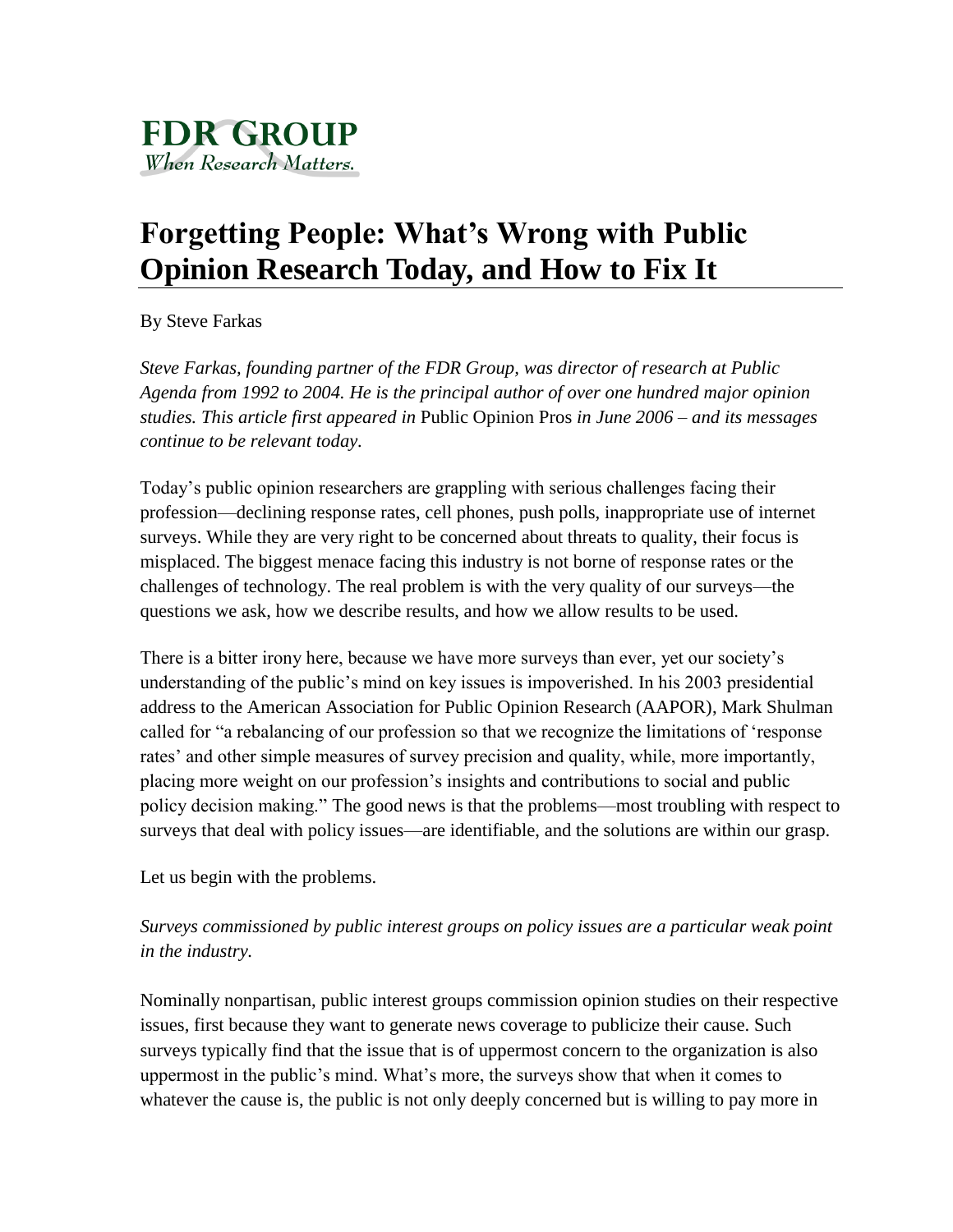**FDR GROUP**
*When Research Matters.*

# Forgetting People: What's Wrong with Public Opinion Research Today, and How to Fix It

By Steve Farkas

*Steve Farkas, founding partner of the FDR Group, was director of research at Public Agenda from 1992 to 2004. He is the principal author of over one hundred major opinion studies. This article first appeared in* Public Opinion Pros *in June 2006 – and its messages continue to be relevant today.*

Today's public opinion researchers are grappling with serious challenges facing their profession—declining response rates, cell phones, push polls, inappropriate use of internet surveys. While they are very right to be concerned about threats to quality, their focus is misplaced. The biggest menace facing this industry is not borne of response rates or the challenges of technology. The real problem is with the very quality of our surveys—the questions we ask, how we describe results, and how we allow results to be used.

There is a bitter irony here, because we have more surveys than ever, yet our society's understanding of the public's mind on key issues is impoverished. In his 2003 presidential address to the American Association for Public Opinion Research (AAPOR), Mark Shulman called for "a rebalancing of our profession so that we recognize the limitations of 'response rates' and other simple measures of survey precision and quality, while, more importantly, placing more weight on our profession's insights and contributions to social and public policy decision making." The good news is that the problems—most troubling with respect to surveys that deal with policy issues—are identifiable, and the solutions are within our grasp.

Let us begin with the problems.

*Surveys commissioned by public interest groups on policy issues are a particular weak point in the industry.*

Nominally nonpartisan, public interest groups commission opinion studies on their respective issues, first because they want to generate news coverage to publicize their cause. Such surveys typically find that the issue that is of uppermost concern to the organization is also uppermost in the public's mind. What's more, the surveys show that when it comes to whatever the cause is, the public is not only deeply concerned but is willing to pay more in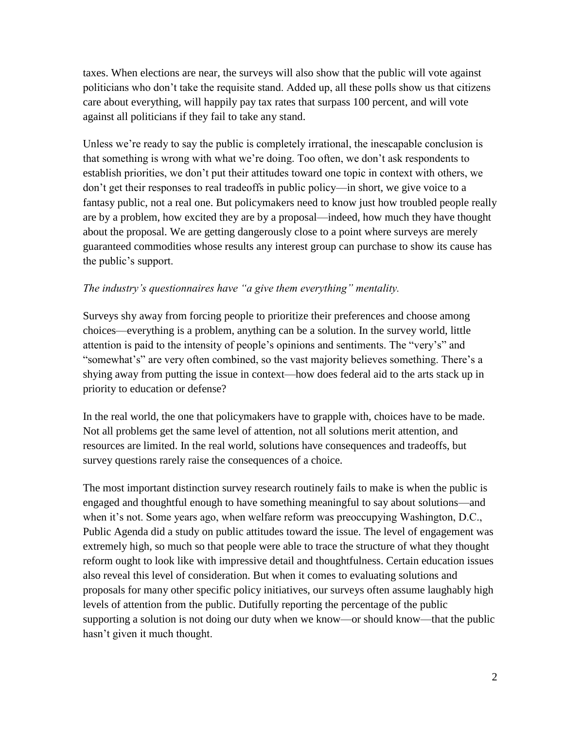taxes. When elections are near, the surveys will also show that the public will vote against politicians who don't take the requisite stand. Added up, all these polls show us that citizens care about everything, will happily pay tax rates that surpass 100 percent, and will vote against all politicians if they fail to take any stand.

Unless we're ready to say the public is completely irrational, the inescapable conclusion is that something is wrong with what we're doing. Too often, we don't ask respondents to establish priorities, we don't put their attitudes toward one topic in context with others, we don't get their responses to real tradeoffs in public policy—in short, we give voice to a fantasy public, not a real one. But policymakers need to know just how troubled people really are by a problem, how excited they are by a proposal—indeed, how much they have thought about the proposal. We are getting dangerously close to a point where surveys are merely guaranteed commodities whose results any interest group can purchase to show its cause has the public's support.

*The industry's questionnaires have "a give them everything" mentality.*

Surveys shy away from forcing people to prioritize their preferences and choose among choices—everything is a problem, anything can be a solution. In the survey world, little attention is paid to the intensity of people's opinions and sentiments. The "very's" and "somewhat's" are very often combined, so the vast majority believes something. There's a shying away from putting the issue in context—how does federal aid to the arts stack up in priority to education or defense?

In the real world, the one that policymakers have to grapple with, choices have to be made. Not all problems get the same level of attention, not all solutions merit attention, and resources are limited. In the real world, solutions have consequences and tradeoffs, but survey questions rarely raise the consequences of a choice.

The most important distinction survey research routinely fails to make is when the public is engaged and thoughtful enough to have something meaningful to say about solutions—and when it's not. Some years ago, when welfare reform was preoccupying Washington, D.C., Public Agenda did a study on public attitudes toward the issue. The level of engagement was extremely high, so much so that people were able to trace the structure of what they thought reform ought to look like with impressive detail and thoughtfulness. Certain education issues also reveal this level of consideration. But when it comes to evaluating solutions and proposals for many other specific policy initiatives, our surveys often assume laughably high levels of attention from the public. Dutifully reporting the percentage of the public supporting a solution is not doing our duty when we know—or should know—that the public hasn't given it much thought.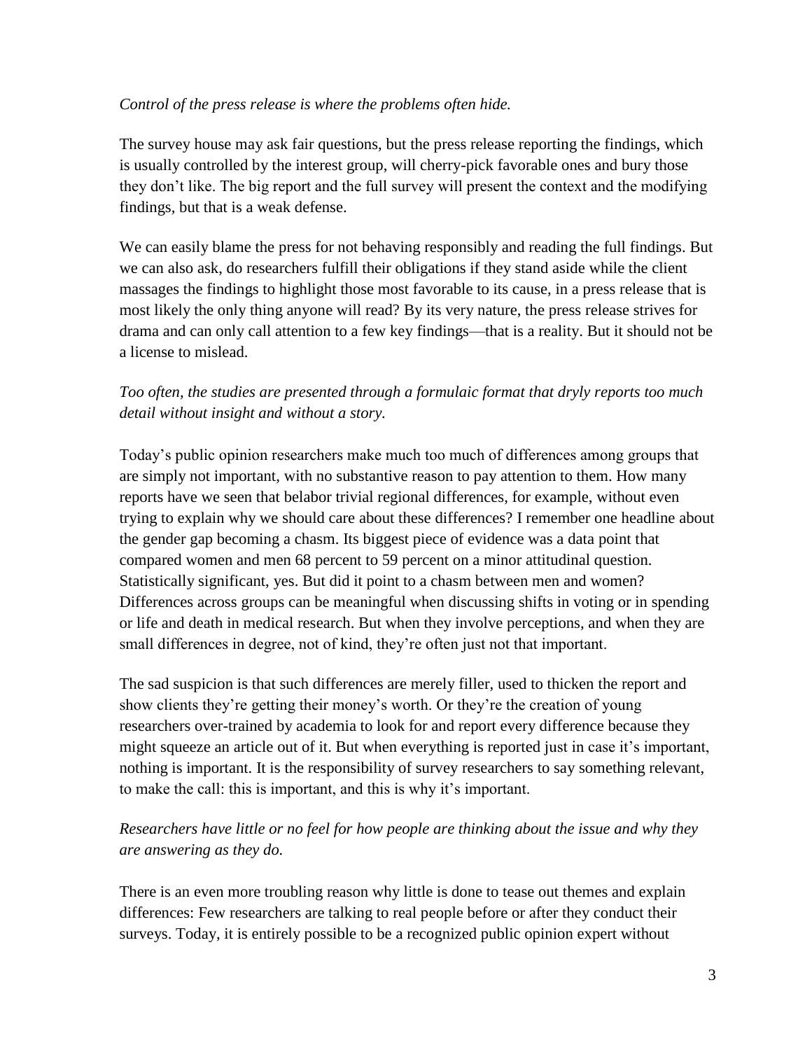*Control of the press release is where the problems often hide.*

The survey house may ask fair questions, but the press release reporting the findings, which is usually controlled by the interest group, will cherry-pick favorable ones and bury those they don't like. The big report and the full survey will present the context and the modifying findings, but that is a weak defense.

We can easily blame the press for not behaving responsibly and reading the full findings. But we can also ask, do researchers fulfill their obligations if they stand aside while the client massages the findings to highlight those most favorable to its cause, in a press release that is most likely the only thing anyone will read? By its very nature, the press release strives for drama and can only call attention to a few key findings—that is a reality. But it should not be a license to mislead.

*Too often, the studies are presented through a formulaic format that dryly reports too much detail without insight and without a story.*

Today's public opinion researchers make much too much of differences among groups that are simply not important, with no substantive reason to pay attention to them. How many reports have we seen that belabor trivial regional differences, for example, without even trying to explain why we should care about these differences? I remember one headline about the gender gap becoming a chasm. Its biggest piece of evidence was a data point that compared women and men 68 percent to 59 percent on a minor attitudinal question. Statistically significant, yes. But did it point to a chasm between men and women? Differences across groups can be meaningful when discussing shifts in voting or in spending or life and death in medical research. But when they involve perceptions, and when they are small differences in degree, not of kind, they're often just not that important.

The sad suspicion is that such differences are merely filler, used to thicken the report and show clients they're getting their money's worth. Or they're the creation of young researchers over-trained by academia to look for and report every difference because they might squeeze an article out of it. But when everything is reported just in case it's important, nothing is important. It is the responsibility of survey researchers to say something relevant, to make the call: this is important, and this is why it's important.

*Researchers have little or no feel for how people are thinking about the issue and why they are answering as they do.*

There is an even more troubling reason why little is done to tease out themes and explain differences: Few researchers are talking to real people before or after they conduct their surveys. Today, it is entirely possible to be a recognized public opinion expert without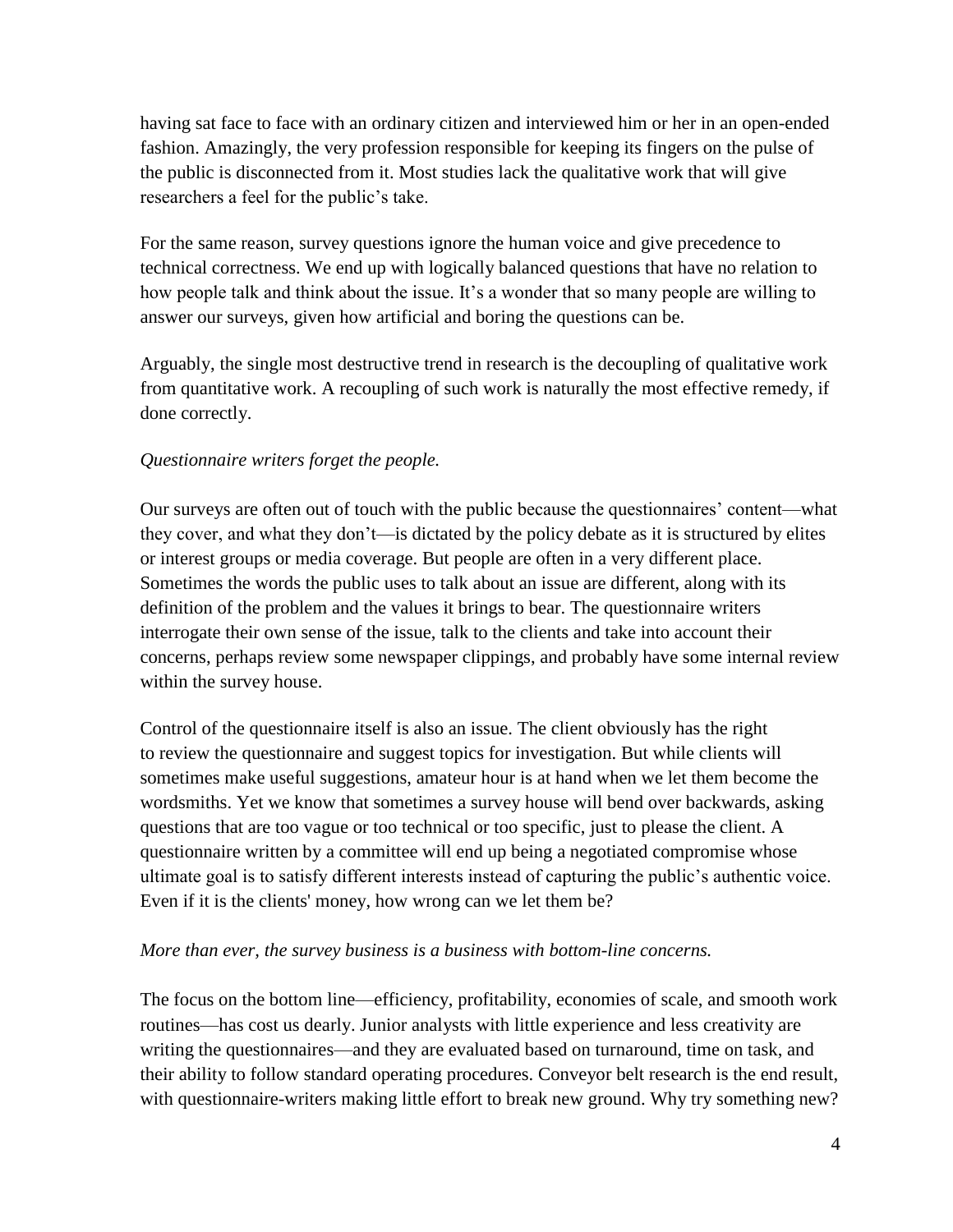having sat face to face with an ordinary citizen and interviewed him or her in an open-ended fashion. Amazingly, the very profession responsible for keeping its fingers on the pulse of the public is disconnected from it. Most studies lack the qualitative work that will give researchers a feel for the public's take.

For the same reason, survey questions ignore the human voice and give precedence to technical correctness. We end up with logically balanced questions that have no relation to how people talk and think about the issue. It's a wonder that so many people are willing to answer our surveys, given how artificial and boring the questions can be.

Arguably, the single most destructive trend in research is the decoupling of qualitative work from quantitative work. A recoupling of such work is naturally the most effective remedy, if done correctly.

*Questionnaire writers forget the people.*

Our surveys are often out of touch with the public because the questionnaires' content—what they cover, and what they don't—is dictated by the policy debate as it is structured by elites or interest groups or media coverage. But people are often in a very different place. Sometimes the words the public uses to talk about an issue are different, along with its definition of the problem and the values it brings to bear. The questionnaire writers interrogate their own sense of the issue, talk to the clients and take into account their concerns, perhaps review some newspaper clippings, and probably have some internal review within the survey house.

Control of the questionnaire itself is also an issue. The client obviously has the right to review the questionnaire and suggest topics for investigation. But while clients will sometimes make useful suggestions, amateur hour is at hand when we let them become the wordsmiths. Yet we know that sometimes a survey house will bend over backwards, asking questions that are too vague or too technical or too specific, just to please the client. A questionnaire written by a committee will end up being a negotiated compromise whose ultimate goal is to satisfy different interests instead of capturing the public's authentic voice. Even if it is the clients' money, how wrong can we let them be?

*More than ever, the survey business is a business with bottom-line concerns.*

The focus on the bottom line—efficiency, profitability, economies of scale, and smooth work routines—has cost us dearly. Junior analysts with little experience and less creativity are writing the questionnaires—and they are evaluated based on turnaround, time on task, and their ability to follow standard operating procedures. Conveyor belt research is the end result, with questionnaire-writers making little effort to break new ground. Why try something new?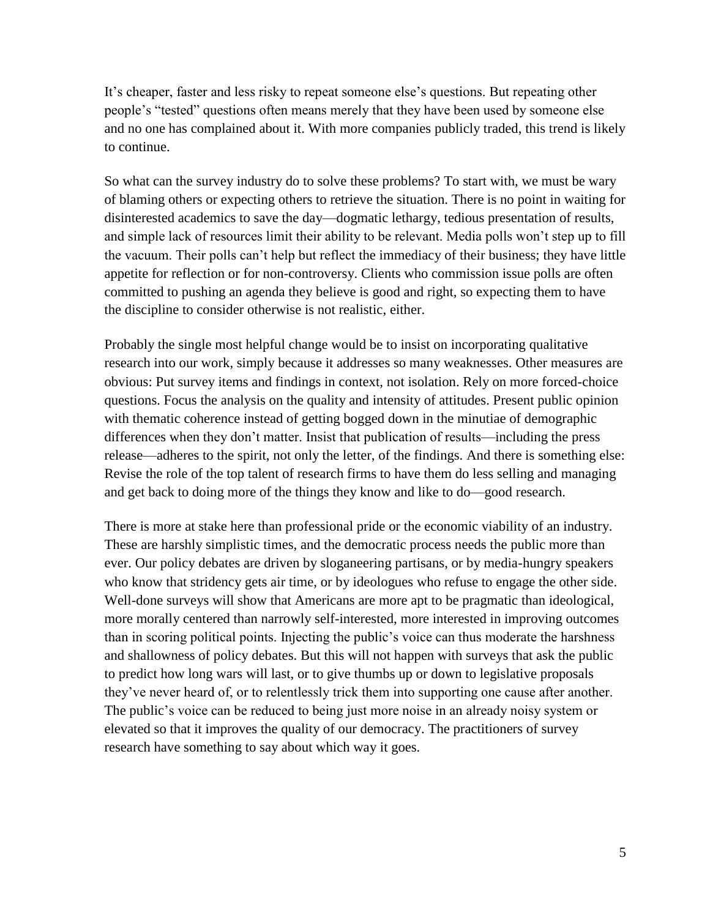It's cheaper, faster and less risky to repeat someone else's questions. But repeating other people's "tested" questions often means merely that they have been used by someone else and no one has complained about it. With more companies publicly traded, this trend is likely to continue.

So what can the survey industry do to solve these problems? To start with, we must be wary of blaming others or expecting others to retrieve the situation. There is no point in waiting for disinterested academics to save the day—dogmatic lethargy, tedious presentation of results, and simple lack of resources limit their ability to be relevant. Media polls won't step up to fill the vacuum. Their polls can't help but reflect the immediacy of their business; they have little appetite for reflection or for non-controversy. Clients who commission issue polls are often committed to pushing an agenda they believe is good and right, so expecting them to have the discipline to consider otherwise is not realistic, either.

Probably the single most helpful change would be to insist on incorporating qualitative research into our work, simply because it addresses so many weaknesses. Other measures are obvious: Put survey items and findings in context, not isolation. Rely on more forced-choice questions. Focus the analysis on the quality and intensity of attitudes. Present public opinion with thematic coherence instead of getting bogged down in the minutiae of demographic differences when they don't matter. Insist that publication of results—including the press release—adheres to the spirit, not only the letter, of the findings. And there is something else: Revise the role of the top talent of research firms to have them do less selling and managing and get back to doing more of the things they know and like to do—good research.

There is more at stake here than professional pride or the economic viability of an industry. These are harshly simplistic times, and the democratic process needs the public more than ever. Our policy debates are driven by sloganeering partisans, or by media-hungry speakers who know that stridency gets air time, or by ideologues who refuse to engage the other side. Well-done surveys will show that Americans are more apt to be pragmatic than ideological, more morally centered than narrowly self-interested, more interested in improving outcomes than in scoring political points. Injecting the public's voice can thus moderate the harshness and shallowness of policy debates. But this will not happen with surveys that ask the public to predict how long wars will last, or to give thumbs up or down to legislative proposals they've never heard of, or to relentlessly trick them into supporting one cause after another. The public's voice can be reduced to being just more noise in an already noisy system or elevated so that it improves the quality of our democracy. The practitioners of survey research have something to say about which way it goes.